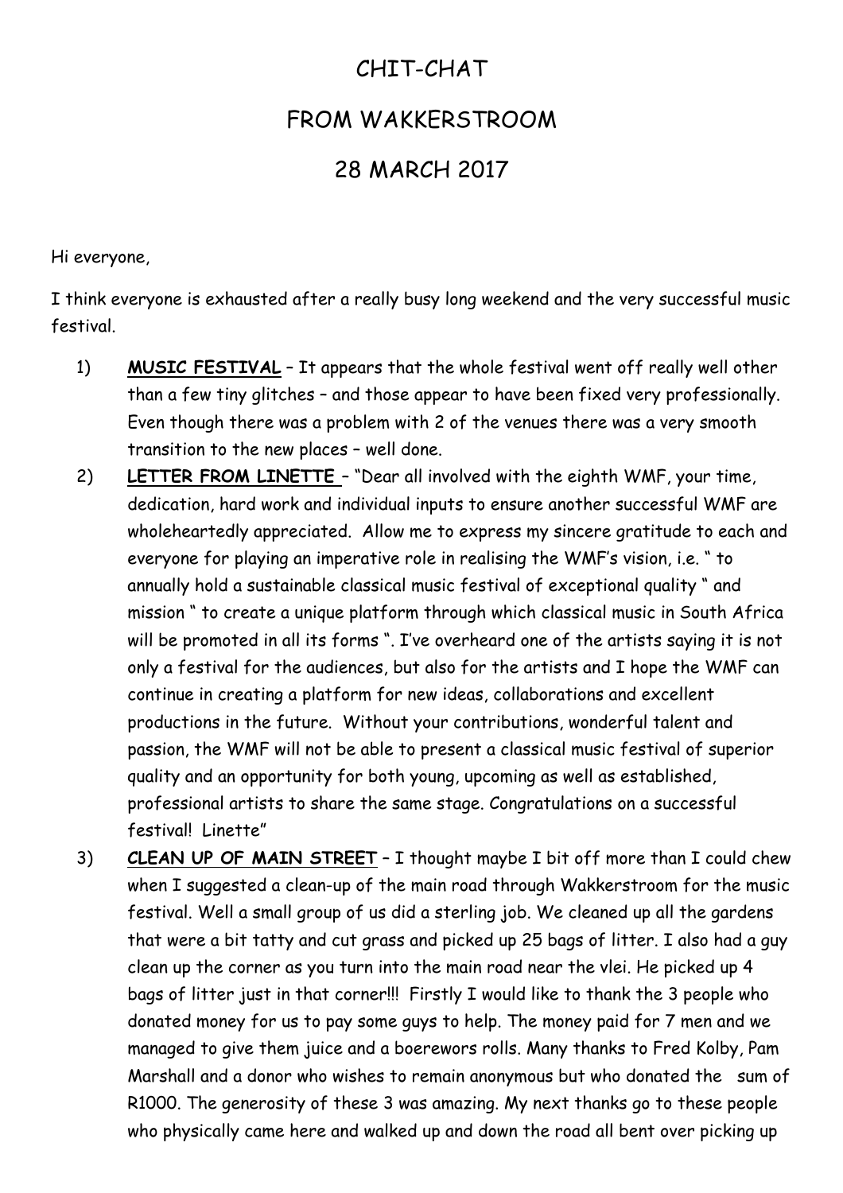# CHIT-CHAT

# FROM WAKKERSTROOM

# 28 MARCH 2017

Hi everyone,

I think everyone is exhausted after a really busy long weekend and the very successful music festival.

1) **MUSIC FESTIVAL** – It appears that the whole festival went off really well other than a few tiny glitches – and those appear to have been fixed very professionally. Even though there was a problem with 2 of the venues there was a very smooth transition to the new places – well done.

2) **LETTER FROM LINETTE** – "Dear all involved with the eighth WMF, your time, dedication, hard work and individual inputs to ensure another successful WMF are wholeheartedly appreciated. Allow me to express my sincere gratitude to each and everyone for playing an imperative role in realising the WMF's vision, i.e. " to annually hold a sustainable classical music festival of exceptional quality " and mission " to create a unique platform through which classical music in South Africa will be promoted in all its forms ". I've overheard one of the artists saying it is not only a festival for the audiences, but also for the artists and I hope the WMF can continue in creating a platform for new ideas, collaborations and excellent productions in the future. Without your contributions, wonderful talent and passion, the WMF will not be able to present a classical music festival of superior quality and an opportunity for both young, upcoming as well as established, professional artists to share the same stage. Congratulations on a successful festival! Linette"

3) **CLEAN UP OF MAIN STREET** – I thought maybe I bit off more than I could chew when I suggested a clean-up of the main road through Wakkerstroom for the music festival. Well a small group of us did a sterling job. We cleaned up all the gardens that were a bit tatty and cut grass and picked up 25 bags of litter. I also had a guy clean up the corner as you turn into the main road near the vlei. He picked up 4 bags of litter just in that corner!!! Firstly I would like to thank the 3 people who donated money for us to pay some guys to help. The money paid for 7 men and we managed to give them juice and a boerewors rolls. Many thanks to Fred Kolby, Pam Marshall and a donor who wishes to remain anonymous but who donated the sum of R1000. The generosity of these 3 was amazing. My next thanks go to these people who physically came here and walked up and down the road all bent over picking up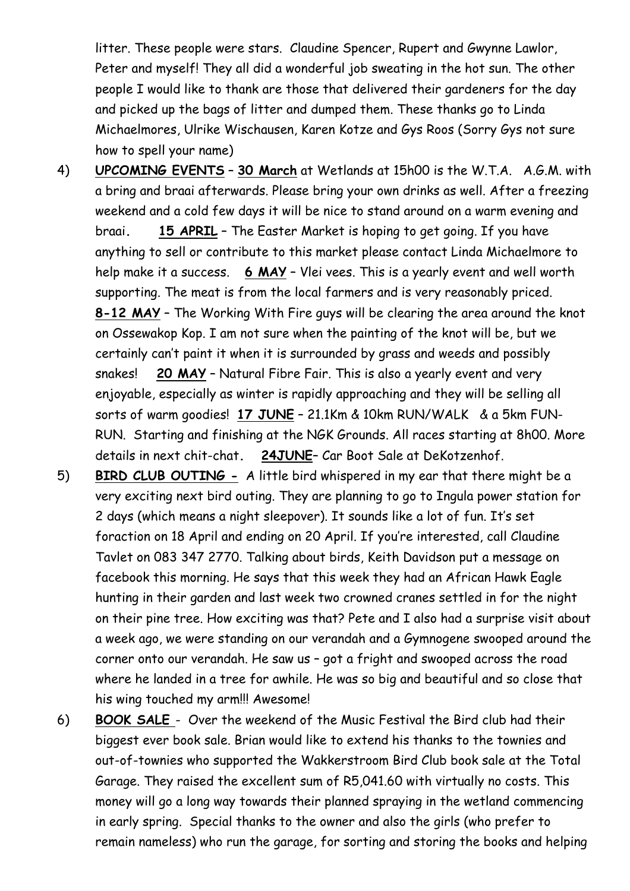litter. These people were stars. Claudine Spencer, Rupert and Gwynne Lawlor, Peter and myself! They all did a wonderful job sweating in the hot sun. The other people I would like to thank are those that delivered their gardeners for the day and picked up the bags of litter and dumped them. These thanks go to Linda Michaelmores, Ulrike Wischausen, Karen Kotze and Gys Roos (Sorry Gys not sure how to spell your name)

4) **UPCOMING EVENTS** – **30 March** at Wetlands at 15h00 is the W.T.A. A.G.M. with a bring and braai afterwards. Please bring your own drinks as well. After a freezing weekend and a cold few days it will be nice to stand around on a warm evening and braai. **15 APRIL** – The Easter Market is hoping to get going. If you have anything to sell or contribute to this market please contact Linda Michaelmore to help make it a success. **6 MAY** – Vlei vees. This is a yearly event and well worth supporting. The meat is from the local farmers and is very reasonably priced. **8-12 MAY** – The Working With Fire guys will be clearing the area around the knot on Ossewakop Kop. I am not sure when the painting of the knot will be, but we certainly can't paint it when it is surrounded by grass and weeds and possibly snakes! **20 MAY** – Natural Fibre Fair. This is also a yearly event and very enjoyable, especially as winter is rapidly approaching and they will be selling all sorts of warm goodies! **17 JUNE** – 21.1Km & 10km RUN/WALK & a 5km FUN-RUN. Starting and finishing at the NGK Grounds. All races starting at 8h00. More details in next chit-chat. **24JUNE**– Car Boot Sale at DeKotzenhof.

5) **BIRD CLUB OUTING -** A little bird whispered in my ear that there might be a very exciting next bird outing. They are planning to go to Ingula power station for 2 days (which means a night sleepover). It sounds like a lot of fun. It's set foraction on 18 April and ending on 20 April. If you're interested, call Claudine Tavlet on 083 347 2770. Talking about birds, Keith Davidson put a message on facebook this morning. He says that this week they had an African Hawk Eagle hunting in their garden and last week two crowned cranes settled in for the night on their pine tree. How exciting was that? Pete and I also had a surprise visit about a week ago, we were standing on our verandah and a Gymnogene swooped around the corner onto our verandah. He saw us – got a fright and swooped across the road where he landed in a tree for awhile. He was so big and beautiful and so close that his wing touched my arm!!! Awesome!

6) **BOOK SALE** - Over the weekend of the Music Festival the Bird club had their biggest ever book sale. Brian would like to extend his thanks to the townies and out-of-townies who supported the Wakkerstroom Bird Club book sale at the Total Garage. They raised the excellent sum of R5,041.60 with virtually no costs. This money will go a long way towards their planned spraying in the wetland commencing in early spring. Special thanks to the owner and also the girls (who prefer to remain nameless) who run the garage, for sorting and storing the books and helping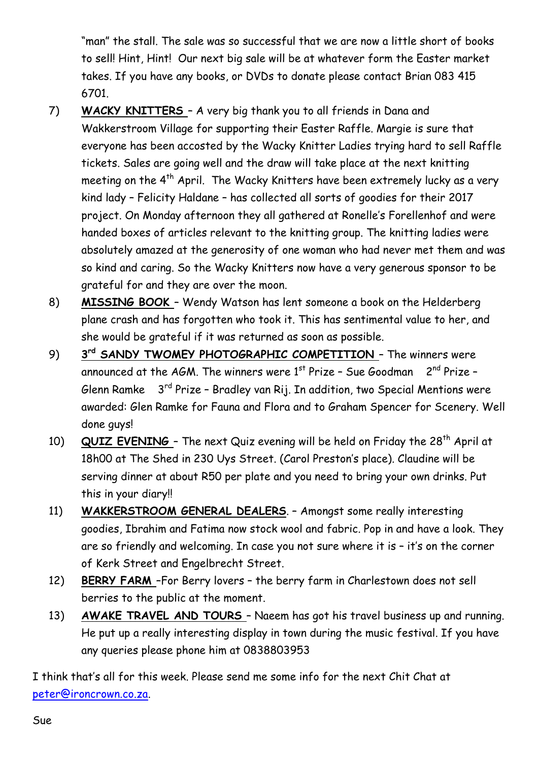"man" the stall. The sale was so successful that we are now a little short of books to sell! Hint, Hint! Our next big sale will be at whatever form the Easter market takes. If you have any books, or DVDs to donate please contact Brian 083 415 6701.

7) **WACKY KNITTERS** – A very big thank you to all friends in Dana and Wakkerstroom Village for supporting their Easter Raffle. Margie is sure that everyone has been accosted by the Wacky Knitter Ladies trying hard to sell Raffle tickets. Sales are going well and the draw will take place at the next knitting meeting on the 4th April. The Wacky Knitters have been extremely lucky as a very kind lady – Felicity Haldane – has collected all sorts of goodies for their 2017 project. On Monday afternoon they all gathered at Ronelle's Forellenhof and were handed boxes of articles relevant to the knitting group. The knitting ladies were absolutely amazed at the generosity of one woman who had never met them and was so kind and caring. So the Wacky Knitters now have a very generous sponsor to be grateful for and they are over the moon.

8) **MISSING BOOK** – Wendy Watson has lent someone a book on the Helderberg plane crash and has forgotten who took it. This has sentimental value to her, and she would be grateful if it was returned as soon as possible.

9) **3rd SANDY TWOMEY PHOTOGRAPHIC COMPETITION** – The winners were announced at the AGM. The winners were 1st Prize – Sue Goodman 2nd Prize – Glenn Ramke 3rd Prize – Bradley van Rij. In addition, two Special Mentions were awarded: Glen Ramke for Fauna and Flora and to Graham Spencer for Scenery. Well done guys!

10) **QUIZ EVENING** – The next Quiz evening will be held on Friday the 28th April at 18h00 at The Shed in 230 Uys Street. (Carol Preston's place). Claudine will be serving dinner at about R50 per plate and you need to bring your own drinks. Put this in your diary!!

11) **WAKKERSTROOM GENERAL DEALERS**. – Amongst some really interesting goodies, Ibrahim and Fatima now stock wool and fabric. Pop in and have a look. They are so friendly and welcoming. In case you not sure where it is – it's on the corner of Kerk Street and Engelbrecht Street.

12) **BERRY FARM** –For Berry lovers – the berry farm in Charlestown does not sell berries to the public at the moment.

13) **AWAKE TRAVEL AND TOURS** – Naeem has got his travel business up and running. He put up a really interesting display in town during the music festival. If you have any queries please phone him at 0838803953

I think that's all for this week. Please send me some info for the next Chit Chat at peter@ironcrown.co.za.

Sue